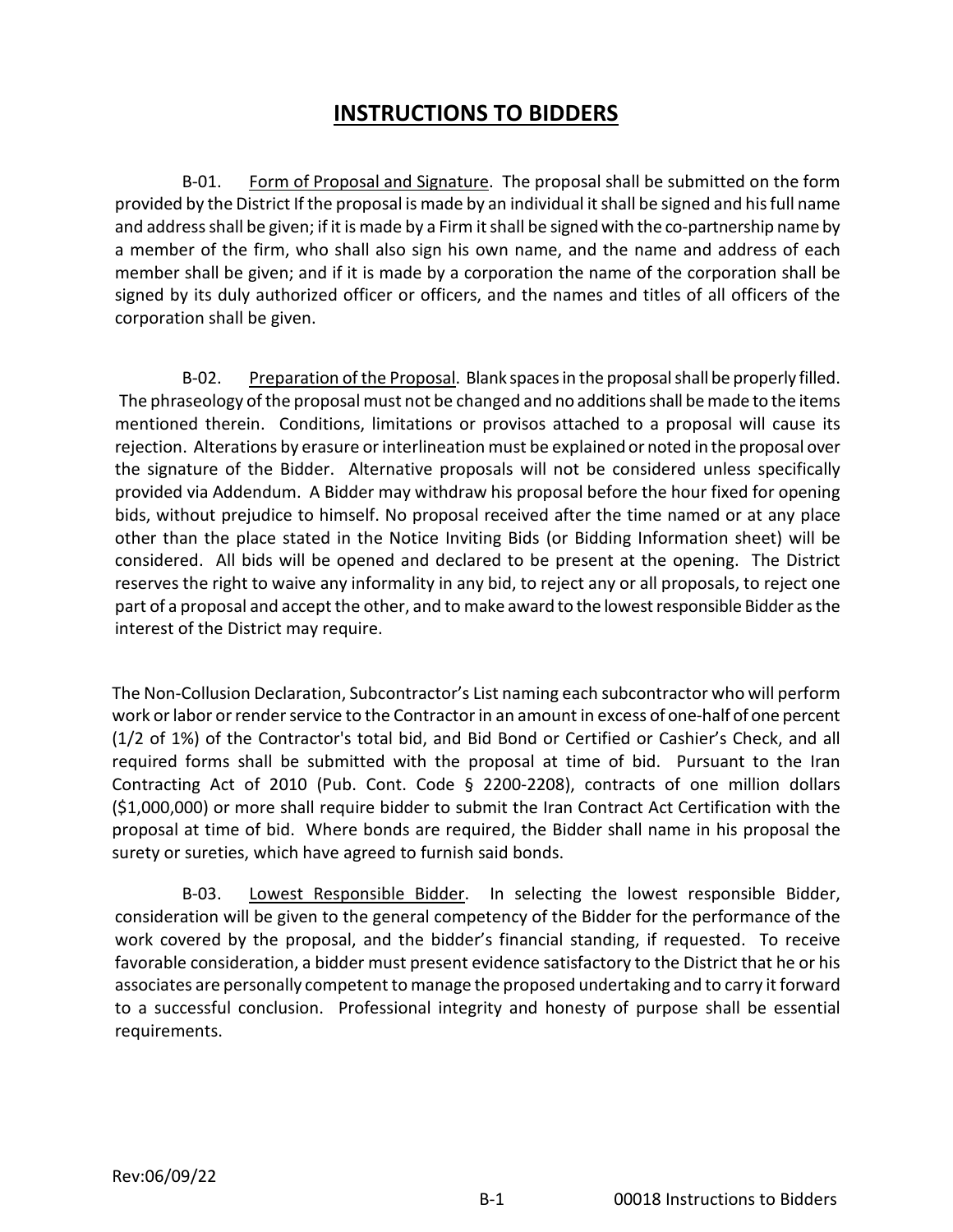# INSTRUCTIONS TO BIDDERS

B-01. Form of Proposal and Signature. The proposal shall be submitted on the form provided by the District If the proposal is made by an individual it shall be signed and his full name and address shall be given; if it is made by a Firm it shall be signed with the co-partnership name by a member of the firm, who shall also sign his own name, and the name and address of each member shall be given; and if it is made by a corporation the name of the corporation shall be signed by its duly authorized officer or officers, and the names and titles of all officers of the corporation shall be given.

B-02. Preparation of the Proposal. Blank spaces in the proposal shall be properly filled. The phraseology of the proposal must not be changed and no additions shall be made to the items mentioned therein. Conditions, limitations or provisos attached to a proposal will cause its rejection. Alterations by erasure or interlineation must be explained or noted in the proposal over the signature of the Bidder. Alternative proposals will not be considered unless specifically provided via Addendum. A Bidder may withdraw his proposal before the hour fixed for opening bids, without prejudice to himself. No proposal received after the time named or at any place other than the place stated in the Notice Inviting Bids (or Bidding Information sheet) will be considered. All bids will be opened and declared to be present at the opening. The District reserves the right to waive any informality in any bid, to reject any or all proposals, to reject one part of a proposal and accept the other, and to make award to the lowest responsible Bidder as the interest of the District may require.

The Non-Collusion Declaration, Subcontractor's List naming each subcontractor who will perform work or labor or render service to the Contractor in an amount in excess of one-half of one percent (1/2 of 1%) of the Contractor's total bid, and Bid Bond or Certified or Cashier's Check, and all required forms shall be submitted with the proposal at time of bid. Pursuant to the Iran Contracting Act of 2010 (Pub. Cont. Code § 2200-2208), contracts of one million dollars ($1,000,000) or more shall require bidder to submit the Iran Contract Act Certification with the proposal at time of bid. Where bonds are required, the Bidder shall name in his proposal the surety or sureties, which have agreed to furnish said bonds.

B-03. Lowest Responsible Bidder. In selecting the lowest responsible Bidder, consideration will be given to the general competency of the Bidder for the performance of the work covered by the proposal, and the bidder's financial standing, if requested. To receive favorable consideration, a bidder must present evidence satisfactory to the District that he or his associates are personally competent to manage the proposed undertaking and to carry it forward to a successful conclusion. Professional integrity and honesty of purpose shall be essential requirements.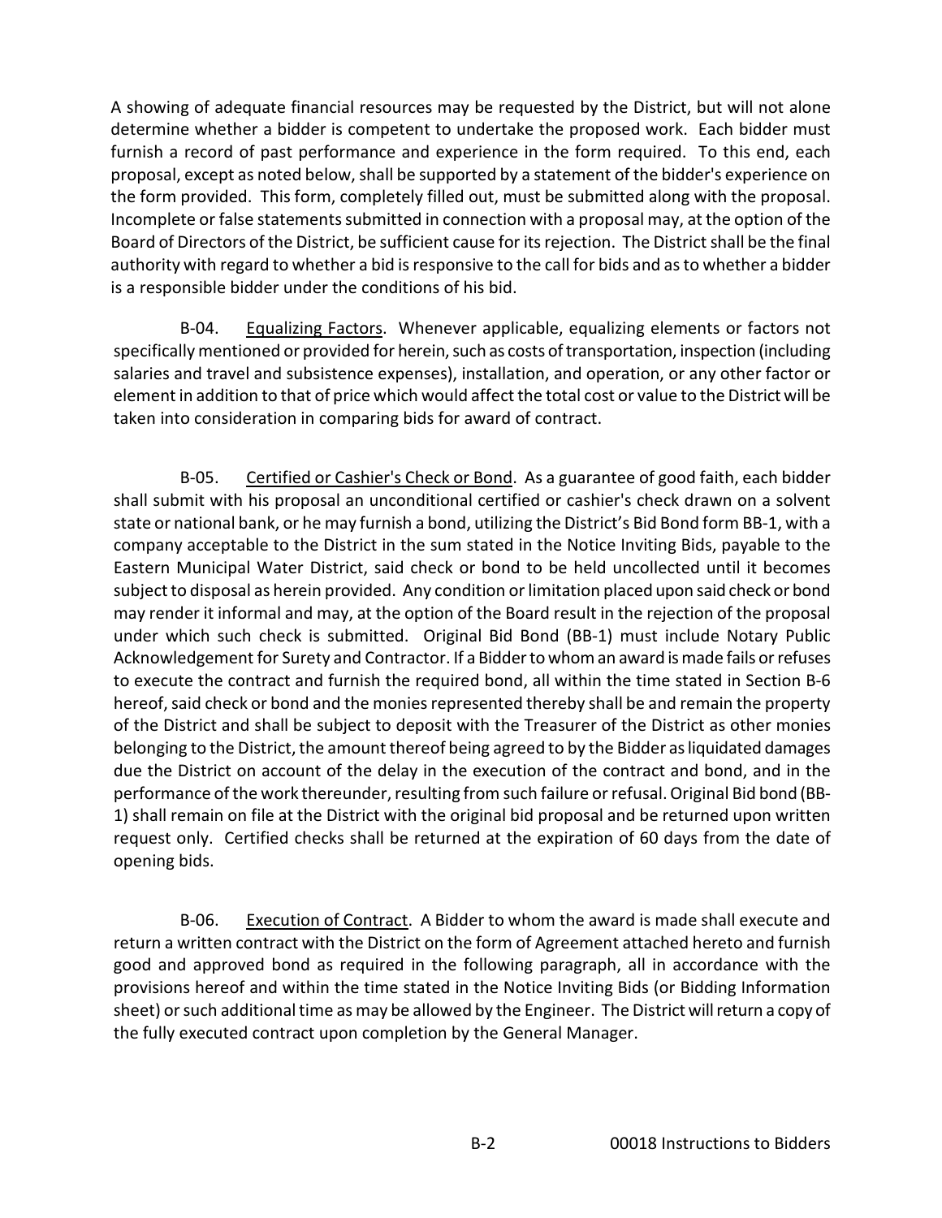A showing of adequate financial resources may be requested by the District, but will not alone determine whether a bidder is competent to undertake the proposed work. Each bidder must furnish a record of past performance and experience in the form required. To this end, each proposal, except as noted below, shall be supported by a statement of the bidder's experience on the form provided. This form, completely filled out, must be submitted along with the proposal. Incomplete or false statements submitted in connection with a proposal may, at the option of the Board of Directors of the District, be sufficient cause for its rejection. The District shall be the final authority with regard to whether a bid is responsive to the call for bids and as to whether a bidder is a responsible bidder under the conditions of his bid.

B-04. Equalizing Factors. Whenever applicable, equalizing elements or factors not specifically mentioned or provided for herein, such as costs of transportation, inspection (including salaries and travel and subsistence expenses), installation, and operation, or any other factor or element in addition to that of price which would affect the total cost or value to the District will be taken into consideration in comparing bids for award of contract.

B-05. Certified or Cashier's Check or Bond. As a guarantee of good faith, each bidder shall submit with his proposal an unconditional certified or cashier's check drawn on a solvent state or national bank, or he may furnish a bond, utilizing the District's Bid Bond form BB-1, with a company acceptable to the District in the sum stated in the Notice Inviting Bids, payable to the Eastern Municipal Water District, said check or bond to be held uncollected until it becomes subject to disposal as herein provided. Any condition or limitation placed upon said check or bond may render it informal and may, at the option of the Board result in the rejection of the proposal under which such check is submitted. Original Bid Bond (BB-1) must include Notary Public Acknowledgement for Surety and Contractor. If a Bidder to whom an award is made fails or refuses to execute the contract and furnish the required bond, all within the time stated in Section B-6 hereof, said check or bond and the monies represented thereby shall be and remain the property of the District and shall be subject to deposit with the Treasurer of the District as other monies belonging to the District, the amount thereof being agreed to by the Bidder as liquidated damages due the District on account of the delay in the execution of the contract and bond, and in the performance of the work thereunder, resulting from such failure or refusal. Original Bid bond (BB-1) shall remain on file at the District with the original bid proposal and be returned upon written request only. Certified checks shall be returned at the expiration of 60 days from the date of opening bids.

B-06. Execution of Contract. A Bidder to whom the award is made shall execute and return a written contract with the District on the form of Agreement attached hereto and furnish good and approved bond as required in the following paragraph, all in accordance with the provisions hereof and within the time stated in the Notice Inviting Bids (or Bidding Information sheet) or such additional time as may be allowed by the Engineer. The District will return a copy of the fully executed contract upon completion by the General Manager.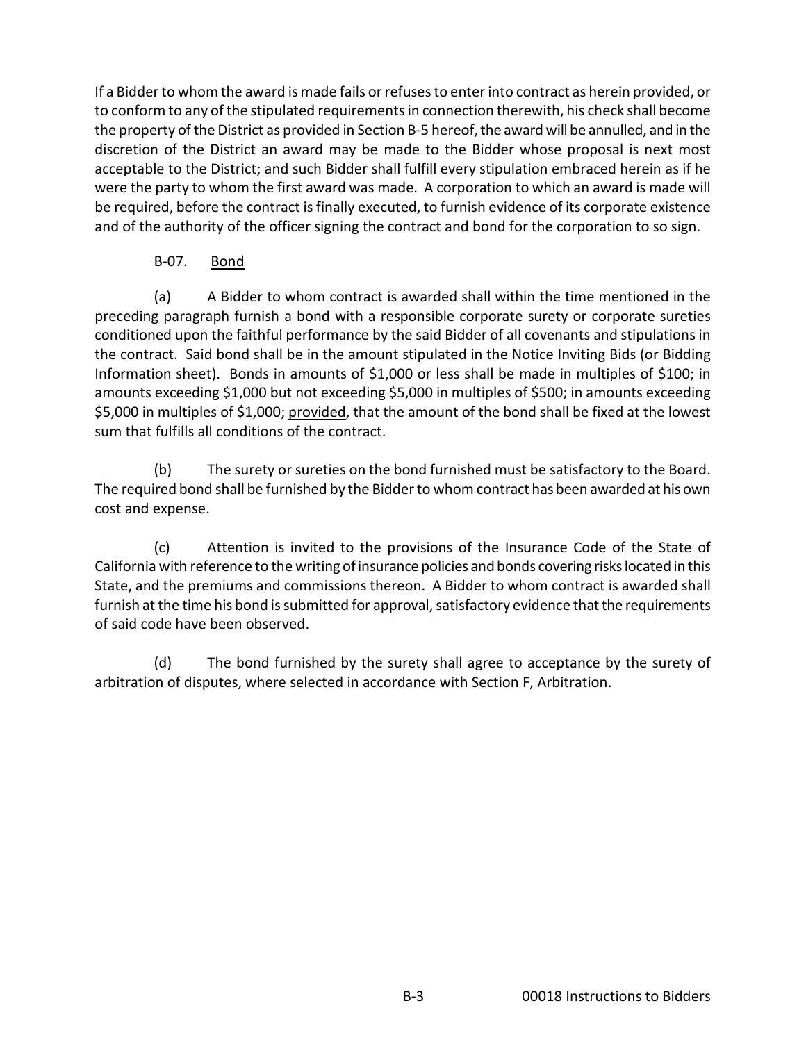If a Bidder to whom the award is made fails or refuses to enter into contract as herein provided, or to conform to any of the stipulated requirements in connection therewith, his check shall become the property of the District as provided in Section B-5 hereof, the award will be annulled, and in the discretion of the District an award may be made to the Bidder whose proposal is next most acceptable to the District; and such Bidder shall fulfill every stipulation embraced herein as if he were the party to whom the first award was made. A corporation to which an award is made will be required, before the contract is finally executed, to furnish evidence of its corporate existence and of the authority of the officer signing the contract and bond for the corporation to so sign.

B-07. Bond

(a) A Bidder to whom contract is awarded shall within the time mentioned in the preceding paragraph furnish a bond with a responsible corporate surety or corporate sureties conditioned upon the faithful performance by the said Bidder of all covenants and stipulations in the contract. Said bond shall be in the amount stipulated in the Notice Inviting Bids (or Bidding Information sheet). Bonds in amounts of $1,000 or less shall be made in multiples of $100; in amounts exceeding $1,000 but not exceeding $5,000 in multiples of $500; in amounts exceeding $5,000 in multiples of $1,000; provided, that the amount of the bond shall be fixed at the lowest sum that fulfills all conditions of the contract.

(b) The surety or sureties on the bond furnished must be satisfactory to the Board. The required bond shall be furnished by the Bidder to whom contract has been awarded at his own cost and expense.

(c) Attention is invited to the provisions of the Insurance Code of the State of California with reference to the writing of insurance policies and bonds covering risks located in this State, and the premiums and commissions thereon. A Bidder to whom contract is awarded shall furnish at the time his bond is submitted for approval, satisfactory evidence that the requirements of said code have been observed.

(d) The bond furnished by the surety shall agree to acceptance by the surety of arbitration of disputes, where selected in accordance with Section F, Arbitration.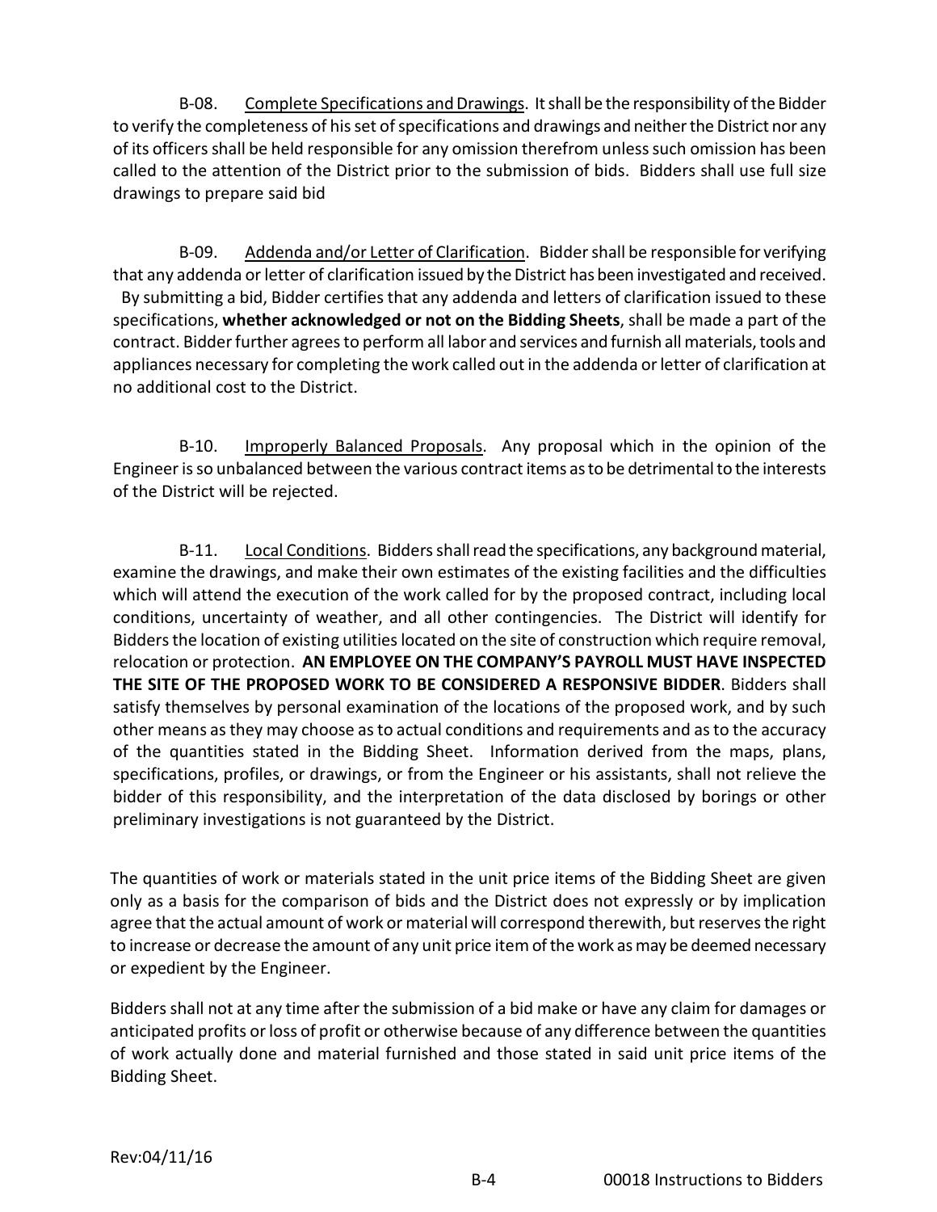B-08. Complete Specifications and Drawings. It shall be the responsibility of the Bidder to verify the completeness of his set of specifications and drawings and neither the District nor any of its officers shall be held responsible for any omission therefrom unless such omission has been called to the attention of the District prior to the submission of bids. Bidders shall use full size drawings to prepare said bid

B-09. Addenda and/or Letter of Clarification. Bidder shall be responsible for verifying that any addenda or letter of clarification issued by the District has been investigated and received. By submitting a bid, Bidder certifies that any addenda and letters of clarification issued to these specifications, **whether acknowledged or not on the Bidding Sheets**, shall be made a part of the contract. Bidder further agrees to perform all labor and services and furnish all materials, tools and appliances necessary for completing the work called out in the addenda or letter of clarification at no additional cost to the District.

B-10. Improperly Balanced Proposals. Any proposal which in the opinion of the Engineer is so unbalanced between the various contract items as to be detrimental to the interests of the District will be rejected.

B-11. Local Conditions. Bidders shall read the specifications, any background material, examine the drawings, and make their own estimates of the existing facilities and the difficulties which will attend the execution of the work called for by the proposed contract, including local conditions, uncertainty of weather, and all other contingencies. The District will identify for Bidders the location of existing utilities located on the site of construction which require removal, relocation or protection. **AN EMPLOYEE ON THE COMPANY'S PAYROLL MUST HAVE INSPECTED THE SITE OF THE PROPOSED WORK TO BE CONSIDERED A RESPONSIVE BIDDER**. Bidders shall satisfy themselves by personal examination of the locations of the proposed work, and by such other means as they may choose as to actual conditions and requirements and as to the accuracy of the quantities stated in the Bidding Sheet. Information derived from the maps, plans, specifications, profiles, or drawings, or from the Engineer or his assistants, shall not relieve the bidder of this responsibility, and the interpretation of the data disclosed by borings or other preliminary investigations is not guaranteed by the District.

The quantities of work or materials stated in the unit price items of the Bidding Sheet are given only as a basis for the comparison of bids and the District does not expressly or by implication agree that the actual amount of work or material will correspond therewith, but reserves the right to increase or decrease the amount of any unit price item of the work as may be deemed necessary or expedient by the Engineer.

Bidders shall not at any time after the submission of a bid make or have any claim for damages or anticipated profits or loss of profit or otherwise because of any difference between the quantities of work actually done and material furnished and those stated in said unit price items of the Bidding Sheet.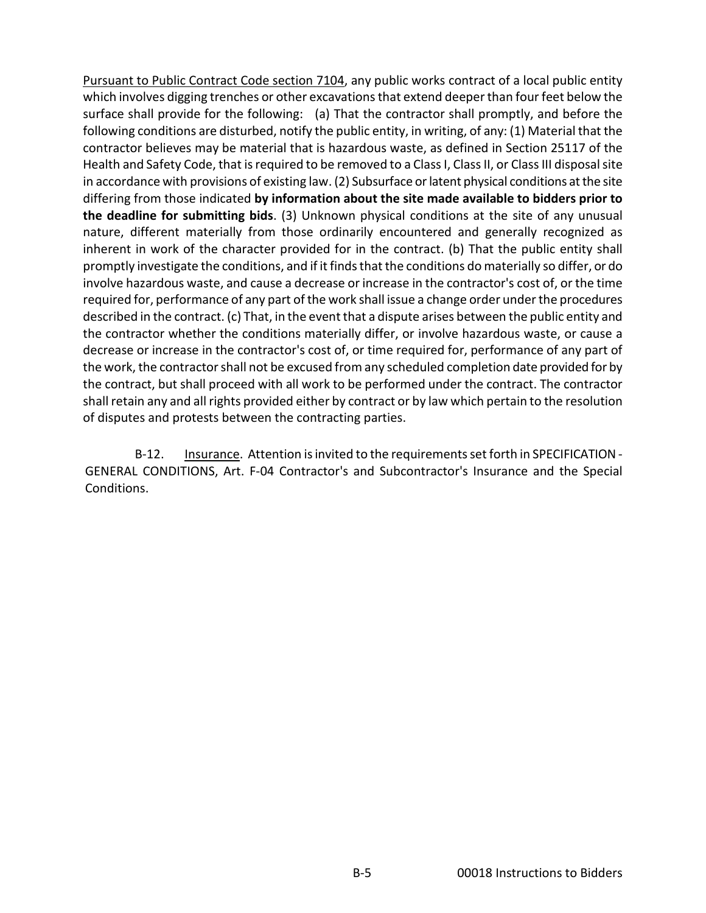Pursuant to Public Contract Code section 7104, any public works contract of a local public entity which involves digging trenches or other excavations that extend deeper than four feet below the surface shall provide for the following: (a) That the contractor shall promptly, and before the following conditions are disturbed, notify the public entity, in writing, of any: (1) Material that the contractor believes may be material that is hazardous waste, as defined in Section 25117 of the Health and Safety Code, that is required to be removed to a Class I, Class II, or Class III disposal site in accordance with provisions of existing law. (2) Subsurface or latent physical conditions at the site differing from those indicated **by information about the site made available to bidders prior to the deadline for submitting bids**. (3) Unknown physical conditions at the site of any unusual nature, different materially from those ordinarily encountered and generally recognized as inherent in work of the character provided for in the contract. (b) That the public entity shall promptly investigate the conditions, and if it finds that the conditions do materially so differ, or do involve hazardous waste, and cause a decrease or increase in the contractor's cost of, or the time required for, performance of any part of the work shall issue a change order under the procedures described in the contract. (c) That, in the event that a dispute arises between the public entity and the contractor whether the conditions materially differ, or involve hazardous waste, or cause a decrease or increase in the contractor's cost of, or time required for, performance of any part of the work, the contractor shall not be excused from any scheduled completion date provided for by the contract, but shall proceed with all work to be performed under the contract. The contractor shall retain any and all rights provided either by contract or by law which pertain to the resolution of disputes and protests between the contracting parties.

B-12. Insurance. Attention is invited to the requirements set forth in SPECIFICATION - GENERAL CONDITIONS, Art. F-04 Contractor's and Subcontractor's Insurance and the Special Conditions.